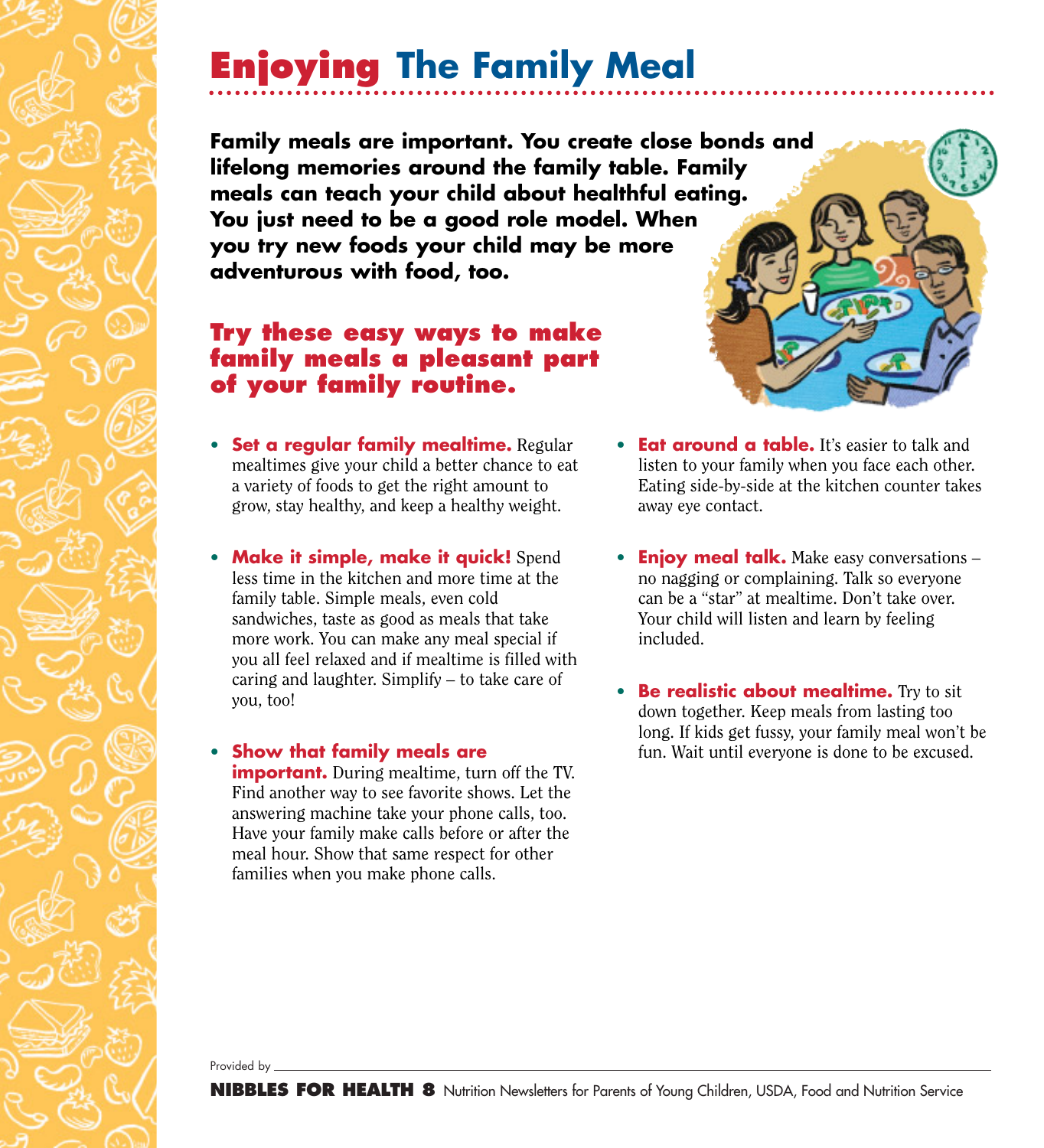# Enjoying The Family Meal

**Family meals are important. You create close bonds and lifelong memories around the family table. Family meals can teach your child about healthful eating. You just need to be a good role model. When you try new foods your child may be more adventurous with food, too.**

## Try these easy ways to make family meals a pleasant part of your family routine.

- **Set a regular family mealtime.** Regular mealtimes give your child a better chance to eat a variety of foods to get the right amount to grow, stay healthy, and keep a healthy weight.

- **Make it simple, make it quick!** Spend less time in the kitchen and more time at the family table. Simple meals, even cold sandwiches, taste as good as meals that take more work. You can make any meal special if you all feel relaxed and if mealtime is filled with caring and laughter. Simplify – to take care of you, too!

- **Show that family meals are important.** During mealtime, turn off the TV. Find another way to see favorite shows. Let the answering machine take your phone calls, too. Have your family make calls before or after the meal hour. Show that same respect for other families when you make phone calls.

- **Eat around a table.** It's easier to talk and listen to your family when you face each other. Eating side-by-side at the kitchen counter takes away eye contact.

- **Enjoy meal talk.** Make easy conversations – no nagging or complaining. Talk so everyone can be a "star" at mealtime. Don't take over. Your child will listen and learn by feeling included.

- **Be realistic about mealtime.** Try to sit down together. Keep meals from lasting too long. If kids get fussy, your family meal won't be fun. Wait until everyone is done to be excused.

Provided by \_\_\_\_\_\_\_\_\_\_\_\_\_\_\_\_\_\_\_\_

**NIBBLES FOR HEALTH 8** Nutrition Newsletters for Parents of Young Children, USDA, Food and Nutrition Service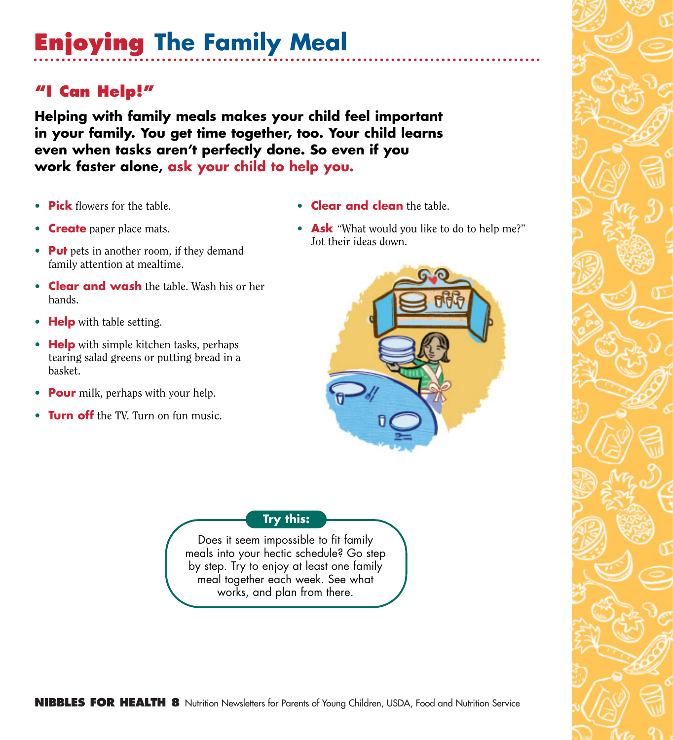# **Enjoying** The Family Meal

## "I Can Help!"

**Helping with family meals makes your child feel important in your family. You get time together, too. Your child learns even when tasks aren't perfectly done. So even if you work faster alone, ask your child to help you.**

- **Pick** flowers for the table.
- **Create** paper place mats.
- **Put** pets in another room, if they demand family attention at mealtime.
- **Clear and wash** the table. Wash his or her hands.
- **Help** with table setting.
- **Help** with simple kitchen tasks, perhaps tearing salad greens or putting bread in a basket.
- **Pour** milk, perhaps with your help.
- **Turn off** the TV. Turn on fun music.
- **Clear and clean** the table.
- **Ask** "What would you like to do to help me?" Jot their ideas down.

**Try this:**

Does it seem impossible to fit family meals into your hectic schedule? Go step by step. Try to enjoy at least one family meal together each week. See what works, and plan from there.